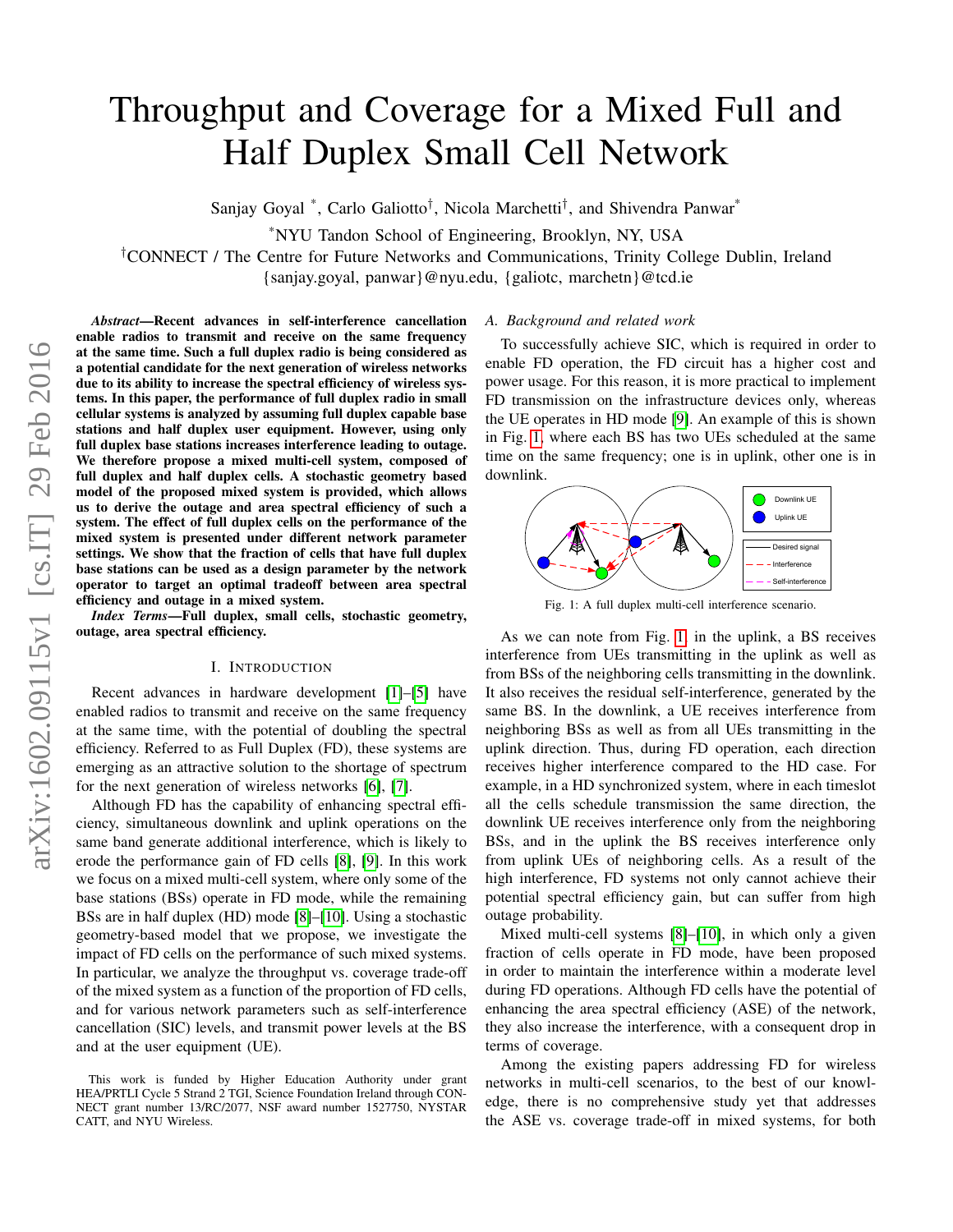# Throughput and Coverage for a Mixed Full and Half Duplex Small Cell Network

Sanjay Goyal *, Carlo Galiotto†, Nicola Marchetti†, and Shivendra Panwar*

*NYU Tandon School of Engineering, Brooklyn, NY, USA

†CONNECT / The Centre for Future Networks and Communications, Trinity College Dublin, Ireland

{sanjay.goyal, panwar}@nyu.edu, {galiotc, marchetn}@tcd.ie

***Abstract*—Recent advances in self-interference cancellation enable radios to transmit and receive on the same frequency at the same time. Such a full duplex radio is being considered as a potential candidate for the next generation of wireless networks due to its ability to increase the spectral efficiency of wireless systems. In this paper, the performance of full duplex radio in small cellular systems is analyzed by assuming full duplex capable base stations and half duplex user equipment. However, using only full duplex base stations increases interference leading to outage. We therefore propose a mixed multi-cell system, composed of full duplex and half duplex cells. A stochastic geometry based model of the proposed mixed system is provided, which allows us to derive the outage and area spectral efficiency of such a system. The effect of full duplex cells on the performance of the mixed system is presented under different network parameter settings. We show that the fraction of cells that have full duplex base stations can be used as a design parameter by the network operator to target an optimal tradeoff between area spectral efficiency and outage in a mixed system.**

***Index Terms*—Full duplex, small cells, stochastic geometry, outage, area spectral efficiency.**

## I. Introduction

Recent advances in hardware development [1]–[5] have enabled radios to transmit and receive on the same frequency at the same time, with the potential of doubling the spectral efficiency. Referred to as Full Duplex (FD), these systems are emerging as an attractive solution to the shortage of spectrum for the next generation of wireless networks [6], [7].

Although FD has the capability of enhancing spectral efficiency, simultaneous downlink and uplink operations on the same band generate additional interference, which is likely to erode the performance gain of FD cells [8], [9]. In this work we focus on a mixed multi-cell system, where only some of the base stations (BSs) operate in FD mode, while the remaining BSs are in half duplex (HD) mode [8]–[10]. Using a stochastic geometry-based model that we propose, we investigate the impact of FD cells on the performance of such mixed systems. In particular, we analyze the throughput vs. coverage trade-off of the mixed system as a function of the proportion of FD cells, and for various network parameters such as self-interference cancellation (SIC) levels, and transmit power levels at the BS and at the user equipment (UE).

This work is funded by Higher Education Authority under grant HEA/PRTLI Cycle 5 Strand 2 TGI, Science Foundation Ireland through CONNECT grant number 13/RC/2077, NSF award number 1527750, NYSTAR CATT, and NYU Wireless.

### *A. Background and related work*

To successfully achieve SIC, which is required in order to enable FD operation, the FD circuit has a higher cost and power usage. For this reason, it is more practical to implement FD transmission on the infrastructure devices only, whereas the UE operates in HD mode [9]. An example of this is shown in Fig. 1, where each BS has two UEs scheduled at the same time on the same frequency; one is in uplink, other one is in downlink.

Fig. 1: A full duplex multi-cell interference scenario.

As we can note from Fig. 1 in the uplink, a BS receives interference from UEs transmitting in the uplink as well as from BSs of the neighboring cells transmitting in the downlink. It also receives the residual self-interference, generated by the same BS. In the downlink, a UE receives interference from neighboring BSs as well as from all UEs transmitting in the uplink direction. Thus, during FD operation, each direction receives higher interference compared to the HD case. For example, in a HD synchronized system, where in each timeslot all the cells schedule transmission the same direction, the downlink UE receives interference only from the neighboring BSs, and in the uplink the BS receives interference only from uplink UEs of neighboring cells. As a result of the high interference, FD systems not only cannot achieve their potential spectral efficiency gain, but can suffer from high outage probability.

Mixed multi-cell systems [8]–[10], in which only a given fraction of cells operate in FD mode, have been proposed in order to maintain the interference within a moderate level during FD operations. Although FD cells have the potential of enhancing the area spectral efficiency (ASE) of the network, they also increase the interference, with a consequent drop in terms of coverage.

Among the existing papers addressing FD for wireless networks in multi-cell scenarios, to the best of our knowledge, there is no comprehensive study yet that addresses the ASE vs. coverage trade-off in mixed systems, for both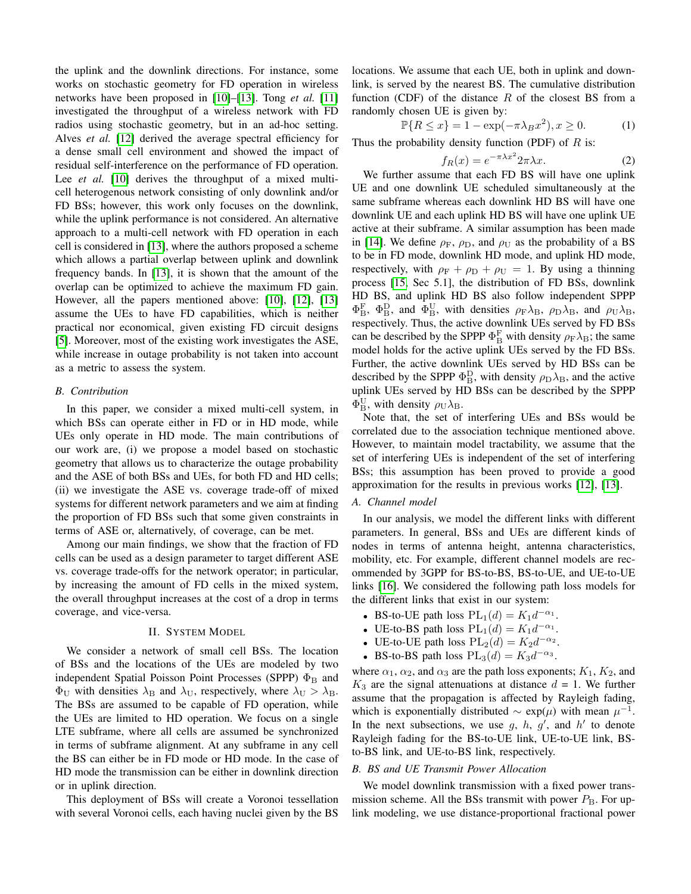the uplink and the downlink directions. For instance, some works on stochastic geometry for FD operation in wireless networks have been proposed in [10]–[13]. Tong *et al.* [11] investigated the throughput of a wireless network with FD radios using stochastic geometry, but in an ad-hoc setting. Alves *et al.* [12] derived the average spectral efficiency for a dense small cell environment and showed the impact of residual self-interference on the performance of FD operation. Lee *et al.* [10] derives the throughput of a mixed multi-cell heterogenous network consisting of only downlink and/or FD BSs; however, this work only focuses on the downlink, while the uplink performance is not considered. An alternative approach to a multi-cell network with FD operation in each cell is considered in [13], where the authors proposed a scheme which allows a partial overlap between uplink and downlink frequency bands. In [13], it is shown that the amount of the overlap can be optimized to achieve the maximum FD gain. However, all the papers mentioned above: [10], [12], [13] assume the UEs to have FD capabilities, which is neither practical nor economical, given existing FD circuit designs [5]. Moreover, most of the existing work investigates the ASE, while increase in outage probability is not taken into account as a metric to assess the system.

### *B. Contribution*

In this paper, we consider a mixed multi-cell system, in which BSs can operate either in FD or in HD mode, while UEs only operate in HD mode. The main contributions of our work are, (i) we propose a model based on stochastic geometry that allows us to characterize the outage probability and the ASE of both BSs and UEs, for both FD and HD cells; (ii) we investigate the ASE vs. coverage trade-off of mixed systems for different network parameters and we aim at finding the proportion of FD BSs such that some given constraints in terms of ASE or, alternatively, of coverage, can be met.

Among our main findings, we show that the fraction of FD cells can be used as a design parameter to target different ASE vs. coverage trade-offs for the network operator; in particular, by increasing the amount of FD cells in the mixed system, the overall throughput increases at the cost of a drop in terms coverage, and vice-versa.

## II. System Model

We consider a network of small cell BSs. The location of BSs and the locations of the UEs are modeled by two independent Spatial Poisson Point Processes (SPPP) $\Phi_{\rm B}$ and $\Phi_{\rm U}$ with densities $\lambda_{\rm B}$ and $\lambda_{\rm U}$, respectively, where $\lambda_{\rm U} > \lambda_{\rm B}$. The BSs are assumed to be capable of FD operation, while the UEs are limited to HD operation. We focus on a single LTE subframe, where all cells are assumed be synchronized in terms of subframe alignment. At any subframe in any cell the BS can either be in FD mode or HD mode. In the case of HD mode the transmission can be either in downlink direction or in uplink direction.

This deployment of BSs will create a Voronoi tessellation with several Voronoi cells, each having nuclei given by the BS locations. We assume that each UE, both in uplink and downlink, is served by the nearest BS. The cumulative distribution function (CDF) of the distance $R$ of the closest BS from a randomly chosen UE is given by:

$$\mathbb{P}\{R \leq x\} = 1 - \exp(-\pi\lambda_B x^2), x \geq 0. \quad (1)$$

Thus the probability density function (PDF) of $R$ is:

$$f_R(x) = e^{-\pi\lambda x^2} 2\pi\lambda x. \quad (2)$$

We further assume that each FD BS will have one uplink UE and one downlink UE scheduled simultaneously at the same subframe whereas each downlink HD BS will have one downlink UE and each uplink HD BS will have one uplink UE active at their subframe. A similar assumption has been made in [14]. We define $\rho_{\rm F}$, $\rho_{\rm D}$, and $\rho_{\rm U}$ as the probability of a BS to be in FD mode, downlink HD mode, and uplink HD mode, respectively, with $\rho_{\rm F} + \rho_{\rm D} + \rho_{\rm U} = 1$. By using a thinning process [15, Sec 5.1], the distribution of FD BSs, downlink HD BS, and uplink HD BS also follow independent SPPP $\Phi_{\rm B}^{\rm F}$, $\Phi_{\rm B}^{\rm D}$, and $\Phi_{\rm B}^{\rm U}$, with densities $\rho_{\rm F}\lambda_{\rm B}$, $\rho_{\rm D}\lambda_{\rm B}$, and $\rho_{\rm U}\lambda_{\rm B}$, respectively. Thus, the active downlink UEs served by FD BSs can be described by the SPPP $\Phi_{\rm B}^{\rm F}$ with density $\rho_{\rm F}\lambda_{\rm B}$; the same model holds for the active uplink UEs served by the FD BSs. Further, the active downlink UEs served by HD BSs can be described by the SPPP $\Phi_{\rm B}^{\rm D}$, with density $\rho_{\rm D}\lambda_{\rm B}$, and the active uplink UEs served by HD BSs can be described by the SPPP $\Phi_{\rm B}^{\rm U}$, with density $\rho_{\rm U}\lambda_{\rm B}$.

Note that, the set of interfering UEs and BSs would be correlated due to the association technique mentioned above. However, to maintain model tractability, we assume that the set of interfering UEs is independent of the set of interfering BSs; this assumption has been proved to provide a good approximation for the results in previous works [12], [13].

### *A. Channel model*

In our analysis, we model the different links with different parameters. In general, BSs and UEs are different kinds of nodes in terms of antenna height, antenna characteristics, mobility, etc. For example, different channel models are recommended by 3GPP for BS-to-BS, BS-to-UE, and UE-to-UE links [16]. We considered the following path loss models for the different links that exist in our system:

- BS-to-UE path loss $\mathrm{PL}_1(d) = K_1 d^{-\alpha_1}$.
- UE-to-BS path loss $\mathrm{PL}_1(d) = K_1 d^{-\alpha_1}$.
- UE-to-UE path loss $\mathrm{PL}_2(d) = K_2 d^{-\alpha_2}$.
- BS-to-BS path loss $\mathrm{PL}_3(d) = K_3 d^{-\alpha_3}$.

where $\alpha_1$, $\alpha_2$, and $\alpha_3$ are the path loss exponents; $K_1$, $K_2$, and $K_3$ are the signal attenuations at distance $d$ = 1. We further assume that the propagation is affected by Rayleigh fading, which is exponentially distributed $\sim \exp(\mu)$ with mean $\mu^{-1}$. In the next subsections, we use $g$, $h$, $g'$, and $h'$ to denote Rayleigh fading for the BS-to-UE link, UE-to-UE link, BS-to-BS link, and UE-to-BS link, respectively.

### *B. BS and UE Transmit Power Allocation*

We model downlink transmission with a fixed power transmission scheme. All the BSs transmit with power $P_{\rm B}$. For uplink modeling, we use distance-proportional fractional power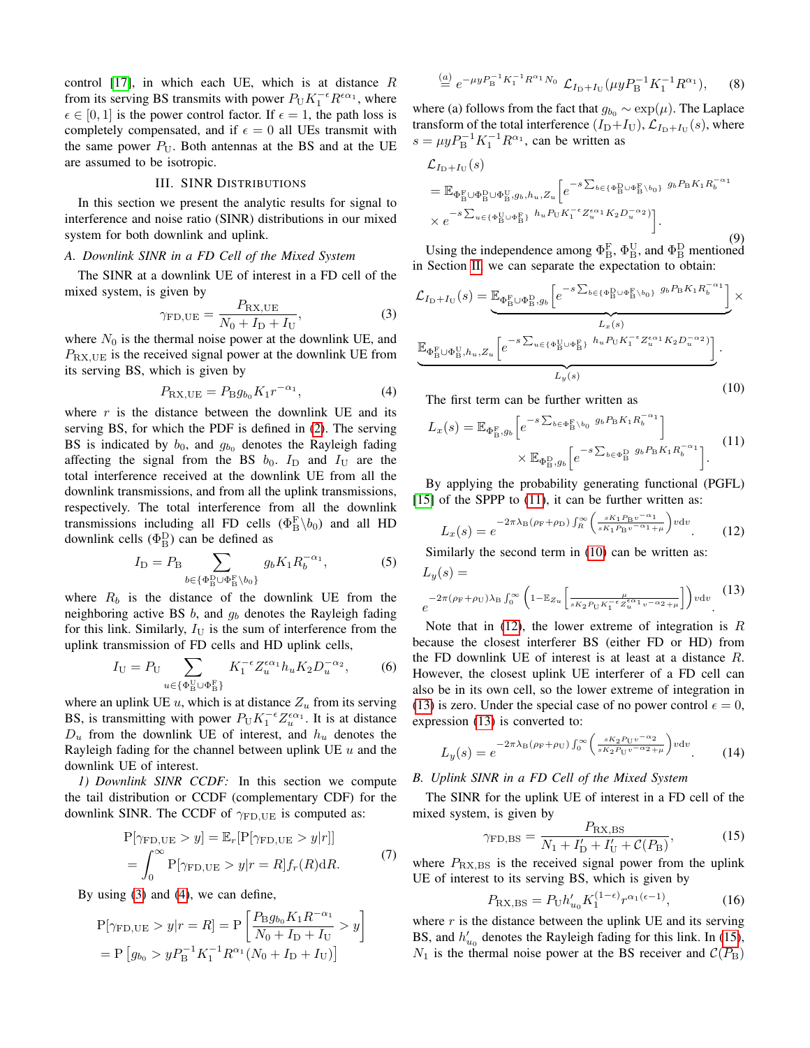control [17], in which each UE, which is at distance $R$ from its serving BS transmits with power $P_{\rm U}K_1^{-\epsilon}R^{\epsilon\alpha_1}$, where $\epsilon \in [0,1]$ is the power control factor. If $\epsilon = 1$, the path loss is completely compensated, and if $\epsilon = 0$ all UEs transmit with the same power $P_{\rm U}$. Both antennas at the BS and at the UE are assumed to be isotropic.

## III. SINR Distributions

In this section we present the analytic results for signal to interference and noise ratio (SINR) distributions in our mixed system for both downlink and uplink.

### A. Downlink SINR in a FD Cell of the Mixed System

The SINR at a downlink UE of interest in a FD cell of the mixed system, is given by

$$\gamma_{\rm FD,UE} = \frac{P_{\rm RX,UE}}{N_0 + I_{\rm D} + I_{\rm U}}, \tag{3}$$

where $N_0$ is the thermal noise power at the downlink UE, and $P_{\rm RX,UE}$ is the received signal power at the downlink UE from its serving BS, which is given by

$$P_{\rm RX,UE} = P_{\rm B} g_{b_0} K_1 r^{-\alpha_1}, \tag{4}$$

where $r$ is the distance between the downlink UE and its serving BS, for which the PDF is defined in (2). The serving BS is indicated by $b_0$, and $g_{b_0}$ denotes the Rayleigh fading affecting the signal from the BS $b_0$. $I_{\rm D}$ and $I_{\rm U}$ are the total interference received at the downlink UE from all the downlink transmissions, and from all the uplink transmissions, respectively. The total interference from all the downlink transmissions including all FD cells ($\Phi_{\rm B}^{\rm F}\backslash b_0$) and all HD downlink cells ($\Phi_{\rm B}^{\rm D}$) can be defined as

$$I_{\rm D} = P_{\rm B} \sum_{b \in \{\Phi_{\rm B}^{\rm D} \cup \Phi_{\rm B}^{\rm F} \backslash b_0\}} g_b K_1 R_b^{-\alpha_1}, \tag{5}$$

where $R_b$ is the distance of the downlink UE from the neighboring active BS $b$, and $g_b$ denotes the Rayleigh fading for this link. Similarly, $I_{\rm U}$ is the sum of interference from the uplink transmission of FD cells and HD uplink cells,

$$I_{\rm U} = P_{\rm U} \sum_{u \in \{\Phi_{\rm B}^{\rm U} \cup \Phi_{\rm B}^{\rm F}\}} K_1^{-\epsilon} Z_u^{\epsilon\alpha_1} h_u K_2 D_u^{-\alpha_2}, \tag{6}$$

where an uplink UE $u$, which is at distance $Z_u$ from its serving BS, is transmitting with power $P_{\rm U}K_1^{-\epsilon}Z_u^{\epsilon\alpha_1}$. It is at distance $D_u$ from the downlink UE of interest, and $h_u$ denotes the Rayleigh fading for the channel between uplink UE $u$ and the downlink UE of interest.

*1) Downlink SINR CCDF:* In this section we compute the tail distribution or CCDF (complementary CDF) for the downlink SINR. The CCDF of $\gamma_{\rm FD,UE}$ is computed as:

$$\begin{aligned} {\rm P}[\gamma_{\rm FD,UE} > y] &= \mathbb{E}_r[{\rm P}[\gamma_{\rm FD,UE} > y|r]] \\ &= \int_0^\infty {\rm P}[\gamma_{\rm FD,UE} > y|r = R] f_r(R) {\rm d}R. \end{aligned} \tag{7}$$

By using (3) and (4), we can define,

$$\begin{aligned} {\rm P}[\gamma_{\rm FD,UE} > y|r = R] &= {\rm P}\left[\frac{P_{\rm B} g_{b_0} K_1 R^{-\alpha_1}}{N_0 + I_{\rm D} + I_{\rm U}} > y\right] \\ &= {\rm P}\left[g_{b_0} > y P_{\rm B}^{-1} K_1^{-1} R^{\alpha_1}(N_0 + I_{\rm D} + I_{\rm U})\right] \\ &\overset{(a)}{=} e^{-\mu y P_{\rm B}^{-1} K_1^{-1} R^{\alpha_1} N_0}\, \mathcal{L}_{I_{\rm D}+I_{\rm U}}(\mu y P_{\rm B}^{-1} K_1^{-1} R^{\alpha_1}), \end{aligned} \tag{8}$$

where (a) follows from the fact that $g_{b_0} \sim \exp(\mu)$. The Laplace transform of the total interference $(I_{\rm D}+I_{\rm U})$, $\mathcal{L}_{I_{\rm D}+I_{\rm U}}(s)$, where $s = \mu y P_{\rm B}^{-1} K_1^{-1} R^{\alpha_1}$, can be written as

$$\begin{aligned} &\mathcal{L}_{I_{\rm D}+I_{\rm U}}(s) \\ &= \mathbb{E}_{\Phi_{\rm B}^{\rm F} \cup \Phi_{\rm B}^{\rm D} \cup \Phi_{\rm B}^{\rm U}, g_b, h_u, Z_u}\Big[e^{-s\sum_{b \in \{\Phi_{\rm B}^{\rm D} \cup \Phi_{\rm B}^{\rm F} \backslash b_0\}} g_b P_{\rm B} K_1 R_b^{-\alpha_1}} \\ &\times e^{-s\sum_{u \in \{\Phi_{\rm B}^{\rm U} \cup \Phi_{\rm B}^{\rm F}\}} h_u P_{\rm U} K_1^{-\epsilon} Z_u^{\epsilon\alpha_1} K_2 D_u^{-\alpha_2}}\Big]. \end{aligned} \tag{9}$$

Using the independence among $\Phi_{\rm B}^{\rm F}$, $\Phi_{\rm B}^{\rm U}$, and $\Phi_{\rm B}^{\rm D}$ mentioned in Section II, we can separate the expectation to obtain:

$$\begin{aligned} \mathcal{L}_{I_{\rm D}+I_{\rm U}}(s) = &\underbrace{\mathbb{E}_{\Phi_{\rm B}^{\rm F} \cup \Phi_{\rm B}^{\rm D}, g_b}\left[e^{-s\sum_{b \in \{\Phi_{\rm B}^{\rm D} \cup \Phi_{\rm B}^{\rm F} \backslash b_0\}} g_b P_{\rm B} K_1 R_b^{-\alpha_1}}\right]}_{L_x(s)} \times \\ &\underbrace{\mathbb{E}_{\Phi_{\rm B}^{\rm F} \cup \Phi_{\rm B}^{\rm U}, h_u, Z_u}\left[e^{-s\sum_{u \in \{\Phi_{\rm B}^{\rm U} \cup \Phi_{\rm B}^{\rm F}\}} h_u P_{\rm U} K_1^{-\epsilon} Z_u^{\epsilon\alpha_1} K_2 D_u^{-\alpha_2}}\right]}_{L_y(s)}. \end{aligned} \tag{10}$$

The first term can be further written as

$$\begin{aligned} L_x(s) = &\,\mathbb{E}_{\Phi_{\rm B}^{\rm F}, g_b}\left[e^{-s\sum_{b \in \Phi_{\rm B}^{\rm F} \backslash b_0} g_b P_{\rm B} K_1 R_b^{-\alpha_1}}\right] \\ &\times \mathbb{E}_{\Phi_{\rm B}^{\rm D}, g_b}\left[e^{-s\sum_{b \in \Phi_{\rm B}^{\rm D}} g_b P_{\rm B} K_1 R_b^{-\alpha_1}}\right]. \end{aligned} \tag{11}$$

By applying the probability generating functional (PGFL) [15] of the SPPP to (11), it can be further written as:

$$L_x(s) = e^{-2\pi\lambda_{\rm B}(\rho_{\rm F}+\rho_{\rm D})\int_R^\infty \left(\frac{sK_1P_{\rm B}v^{-\alpha_1}}{sK_1P_{\rm B}v^{-\alpha_1}+\mu}\right) v{\rm d}v}. \tag{12}$$

Similarly the second term in (10) can be written as:

$$\begin{aligned} &L_y(s) = \\ &e^{-2\pi(\rho_{\rm F}+\rho_{\rm U})\lambda_{\rm B}\int_0^\infty \left(1 - \mathbb{E}_{Z_u}\left[\frac{\mu}{sK_2P_{\rm U}K_1^{-\epsilon}Z_u^{\epsilon\alpha_1}v^{-\alpha_2}+\mu}\right]\right) v{\rm d}v}. \end{aligned} \tag{13}$$

Note that in (12), the lower extreme of integration is $R$ because the closest interferer BS (either FD or HD) from the FD downlink UE of interest is at least at a distance $R$. However, the closest uplink UE interferer of a FD cell can also be in its own cell, so the lower extreme of integration in (13) is zero. Under the special case of no power control $\epsilon = 0$, expression (13) is converted to:

$$L_y(s) = e^{-2\pi\lambda_{\rm B}(\rho_{\rm F}+\rho_{\rm U})\int_0^\infty \left(\frac{sK_2P_{\rm U}v^{-\alpha_2}}{sK_2P_{\rm U}v^{-\alpha_2}+\mu}\right) v{\rm d}v}. \tag{14}$$

### B. Uplink SINR in a FD Cell of the Mixed System

The SINR for the uplink UE of interest in a FD cell of the mixed system, is given by

$$\gamma_{\rm FD,BS} = \frac{P_{\rm RX,BS}}{N_1 + I'_{\rm D} + I'_{\rm U} + \mathcal{C}(P_{\rm B})}, \tag{15}$$

where $P_{\rm RX,BS}$ is the received signal power from the uplink UE of interest to its serving BS, which is given by

$$P_{\rm RX,BS} = P_{\rm U} h'_{u_0} K_1^{(1-\epsilon)} r^{\alpha_1(\epsilon-1)}, \tag{16}$$

where $r$ is the distance between the uplink UE and its serving BS, and $h'_{u_0}$ denotes the Rayleigh fading for this link. In (15), $N_1$ is the thermal noise power at the BS receiver and $\mathcal{C}(P_{\rm B})$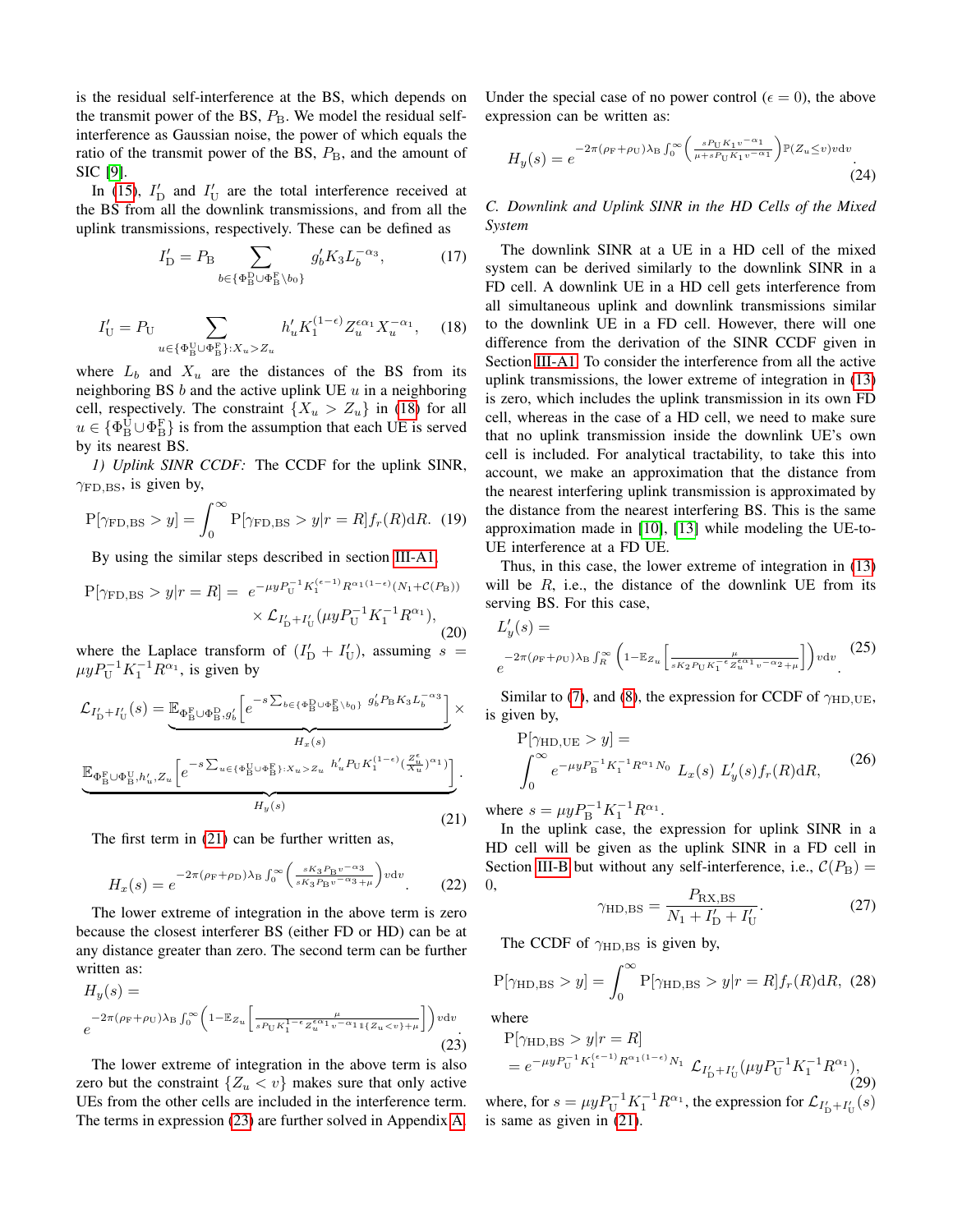is the residual self-interference at the BS, which depends on the transmit power of the BS, $P_{\rm B}$. We model the residual self-interference as Gaussian noise, the power of which equals the ratio of the transmit power of the BS, $P_{\rm B}$, and the amount of SIC [9].

In (15), $I'_{\rm D}$ and $I'_{\rm U}$ are the total interference received at the BS from all the downlink transmissions, and from all the uplink transmissions, respectively. These can be defined as

$$I'_{\rm D} = P_{\rm B} \sum_{b \in \{\Phi_{\rm B}^{\rm D} \cup \Phi_{\rm B}^{\rm F} \setminus b_0\}} g'_b K_3 L_b^{-\alpha_3}, \tag{17}$$

$$I'_{\rm U} = P_{\rm U} \sum_{u \in \{\Phi_{\rm B}^{\rm U} \cup \Phi_{\rm B}^{\rm F}\}: X_u > Z_u} h'_u K_1^{(1-\epsilon)} Z_u^{\epsilon \alpha_1} X_u^{-\alpha_1}, \tag{18}$$

where $L_b$ and $X_u$ are the distances of the BS from its neighboring BS $b$ and the active uplink UE $u$ in a neighboring cell, respectively. The constraint $\{X_u > Z_u\}$ in (18) for all $u \in \{\Phi_{\rm B}^{\rm U} \cup \Phi_{\rm B}^{\rm F}\}$ is from the assumption that each UE is served by its nearest BS.

*1) Uplink SINR CCDF:* The CCDF for the uplink SINR, $\gamma_{\rm FD,BS}$, is given by,

$$\mathrm{P}[\gamma_{\rm FD,BS} > y] = \int_0^\infty \mathrm{P}[\gamma_{\rm FD,BS} > y | r = R] f_r(R) \mathrm{d}R. \tag{19}$$

By using the similar steps described in section III-A1,

$$\mathrm{P}[\gamma_{\rm FD,BS} > y | r = R] = e^{-\mu y P_{\rm U}^{-1} K_1^{(\epsilon-1)} R^{\alpha_1 (1-\epsilon)} (N_1 + \mathcal{C}(P_{\rm B}))} \times \mathcal{L}_{I'_{\rm D} + I'_{\rm U}}(\mu y P_{\rm U}^{-1} K_1^{-1} R^{\alpha_1}), \tag{20}$$

where the Laplace transform of $(I'_{\rm D} + I'_{\rm U})$, assuming $s = \mu y P_{\rm U}^{-1} K_1^{-1} R^{\alpha_1}$, is given by

$$\mathcal{L}_{I'_{\rm D}+I'_{\rm U}}(s) = \underbrace{\mathbb{E}_{\Phi_{\rm B}^{\rm F} \cup \Phi_{\rm B}^{\rm D}, g'_b}\left[e^{-s \sum_{b \in \{\Phi_{\rm B}^{\rm D} \cup \Phi_{\rm B}^{\rm F} \setminus b_0\}} g'_b P_{\rm B} K_3 L_b^{-\alpha_3}}\right]}_{H_x(s)} \times \underbrace{\mathbb{E}_{\Phi_{\rm B}^{\rm F} \cup \Phi_{\rm B}^{\rm U}, h'_u, Z_u}\left[e^{-s \sum_{u \in \{\Phi_{\rm B}^{\rm U} \cup \Phi_{\rm B}^{\rm F}\}: X_u > Z_u} h'_u P_{\rm U} K_1^{(1-\epsilon)} (\frac{Z_u^{\epsilon}}{X_u})^{\alpha_1}}\right]}_{H_y(s)}. \tag{21}$$

The first term in (21) can be further written as,

$$H_x(s) = e^{-2\pi(\rho_{\rm F} + \rho_{\rm D})\lambda_{\rm B} \int_0^\infty \left(\frac{s K_3 P_{\rm B} v^{-\alpha_3}}{s K_3 P_{\rm B} v^{-\alpha_3} + \mu}\right) v \mathrm{d}v}. \tag{22}$$

The lower extreme of integration in the above term is zero because the closest interferer BS (either FD or HD) can be at any distance greater than zero. The second term can be further written as:

$$H_y(s) = e^{-2\pi(\rho_{\rm F} + \rho_{\rm U})\lambda_{\rm B} \int_0^\infty \left(1 - \mathbb{E}_{Z_u}\left[\frac{\mu}{s P_{\rm U} K_1^{1-\epsilon} Z_u^{\epsilon\alpha_1} v^{-\alpha_1} \mathbb{1}\{Z_u < v\} + \mu}\right]\right) v \mathrm{d}v}. \tag{23}$$

The lower extreme of integration in the above term is also zero but the constraint $\{Z_u < v\}$ makes sure that only active UEs from the other cells are included in the interference term. The terms in expression (23) are further solved in Appendix A.

Under the special case of no power control ($\epsilon = 0$), the above expression can be written as:

$$H_y(s) = e^{-2\pi(\rho_{\rm F} + \rho_{\rm U})\lambda_{\rm B} \int_0^\infty \left(\frac{s P_{\rm U} K_1 v^{-\alpha_1}}{\mu + s P_{\rm U} K_1 v^{-\alpha_1}}\right) \mathbb{P}(Z_u \le v) v \mathrm{d}v}. \tag{24}$$

### C. Downlink and Uplink SINR in the HD Cells of the Mixed System

The downlink SINR at a UE in a HD cell of the mixed system can be derived similarly to the downlink SINR in a FD cell. A downlink UE in a HD cell gets interference from all simultaneous uplink and downlink transmissions similar to the downlink UE in a FD cell. However, there will one difference from the derivation of the SINR CCDF given in Section III-A1. To consider the interference from all the active uplink transmissions, the lower extreme of integration in (13) is zero, which includes the uplink transmission in its own FD cell, whereas in the case of a HD cell, we need to make sure that no uplink transmission inside the downlink UE's own cell is included. For analytical tractability, to take this into account, we make an approximation that the distance from the nearest interfering uplink transmission is approximated by the distance from the nearest interfering BS. This is the same approximation made in [10], [13] while modeling the UE-to-UE interference at a FD UE.

Thus, in this case, the lower extreme of integration in (13) will be $R$, i.e., the distance of the downlink UE from its serving BS. For this case,

$$L'_y(s) = e^{-2\pi(\rho_{\rm F} + \rho_{\rm U})\lambda_{\rm B} \int_R^\infty \left(1 - \mathbb{E}_{Z_u}\left[\frac{\mu}{s K_2 P_{\rm U} K_1^{-\epsilon} Z_u^{\epsilon\alpha_1} v^{-\alpha_2} + \mu}\right]\right) v \mathrm{d}v}. \tag{25}$$

Similar to (7), and (8), the expression for CCDF of $\gamma_{\rm HD,UE}$, is given by,

$$\mathrm{P}[\gamma_{\rm HD,UE} > y] = \int_0^\infty e^{-\mu y P_{\rm B}^{-1} K_1^{-1} R^{\alpha_1} N_0} \; L_x(s) \; L'_y(s) f_r(R) \mathrm{d}R, \tag{26}$$

where $s = \mu y P_{\rm B}^{-1} K_1^{-1} R^{\alpha_1}$.

In the uplink case, the expression for uplink SINR in a HD cell will be given as the uplink SINR in a FD cell in Section III-B but without any self-interference, i.e., $\mathcal{C}(P_{\rm B}) = 0$,

$$\gamma_{\rm HD,BS} = \frac{P_{\rm RX,BS}}{N_1 + I'_{\rm D} + I'_{\rm U}}. \tag{27}$$

The CCDF of $\gamma_{\rm HD,BS}$ is given by,

$$\mathrm{P}[\gamma_{\rm HD,BS} > y] = \int_0^\infty \mathrm{P}[\gamma_{\rm HD,BS} > y | r = R] f_r(R) \mathrm{d}R, \tag{28}$$

where

$$\mathrm{P}[\gamma_{\rm HD,BS} > y | r = R] = e^{-\mu y P_{\rm U}^{-1} K_1^{(\epsilon-1)} R^{\alpha_1 (1-\epsilon)} N_1} \; \mathcal{L}_{I'_{\rm D} + I'_{\rm U}}(\mu y P_{\rm U}^{-1} K_1^{-1} R^{\alpha_1}), \tag{29}$$

where, for $s = \mu y P_{\rm U}^{-1} K_1^{-1} R^{\alpha_1}$, the expression for $\mathcal{L}_{I'_{\rm D} + I'_{\rm U}}(s)$ is same as given in (21).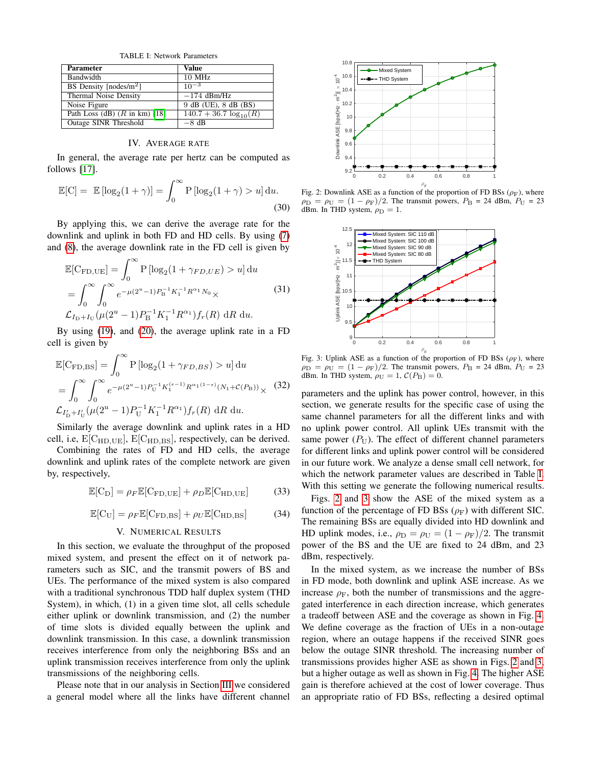TABLE I: Network Parameters

| Parameter | Value |
| --- | --- |
| Bandwidth | 10 MHz |
| BS Density [nodes/m$^2$] | $10^{-3}$ |
| Thermal Noise Density | $-174$ dBm/Hz |
| Noise Figure | 9 dB (UE), 8 dB (BS) |
| Path Loss (dB) ($R$ in km) [18] | $140.7 + 36.7\log_{10}(R)$ |
| Outage SINR Threshold | $-8$ dB |

## IV. Average Rate

In general, the average rate per hertz can be computed as follows [17].

$$\mathbb{E}[\mathrm{C}] = \mathbb{E}\left[\log_2(1+\gamma)\right] = \int_0^\infty \mathrm{P}\left[\log_2(1+\gamma) > u\right] \mathrm{d}u. \tag{30}$$

By applying this, we can derive the average rate for the downlink and uplink in both FD and HD cells. By using (7) and (8), the average downlink rate in the FD cell is given by

$$\begin{aligned}\mathbb{E}[\mathrm{C}_{\mathrm{FD,UE}}] &= \int_0^\infty \mathrm{P}\left[\log_2(1+\gamma_{FD,UE}) > u\right] \mathrm{d}u \\ &= \int_0^\infty \int_0^\infty e^{-\mu(2^u-1)P_{\mathrm{B}}^{-1}K_1^{-1}R^{\alpha_1}N_0} \times \\ &\mathcal{L}_{I_{\mathrm{D}}+I_{\mathrm{U}}}(\mu(2^u-1)P_{\mathrm{B}}^{-1}K_1^{-1}R^{\alpha_1}) f_r(R)\, \mathrm{d}R\, \mathrm{d}u.\end{aligned} \tag{31}$$

By using (19), and (20), the average uplink rate in a FD cell is given by

$$\begin{aligned}\mathbb{E}[\mathrm{C}_{\mathrm{FD,BS}}] &= \int_0^\infty \mathrm{P}\left[\log_2(1+\gamma_{FD,BS}) > u\right] \mathrm{d}u \\ &= \int_0^\infty \int_0^\infty e^{-\mu(2^u-1)P_{\mathrm{U}}^{-1}K_1^{(\epsilon-1)}R^{\alpha_1(1-\epsilon)}(N_1+\mathcal{C}(P_{\mathrm{B}}))} \times \\ &\mathcal{L}_{I'_{\mathrm{D}}+I'_{\mathrm{U}}}(\mu(2^u-1)P_{\mathrm{U}}^{-1}K_1^{-1}R^{\alpha_1}) f_r(R)\, \mathrm{d}R\, \mathrm{d}u.\end{aligned} \tag{32}$$

Similarly the average downlink and uplink rates in a HD cell, i.e, $\mathrm{E}[\mathrm{C}_{\mathrm{HD,UE}}]$, $\mathrm{E}[\mathrm{C}_{\mathrm{HD,BS}}]$, respectively, can be derived.

Combining the rates of FD and HD cells, the average downlink and uplink rates of the complete network are given by, respectively,

$$\mathbb{E}[\mathrm{C}_{\mathrm{D}}] = \rho_F \mathbb{E}[\mathrm{C}_{\mathrm{FD,UE}}] + \rho_D \mathbb{E}[\mathrm{C}_{\mathrm{HD,UE}}] \tag{33}$$

$$\mathbb{E}[\mathrm{C}_{\mathrm{U}}] = \rho_F \mathbb{E}[\mathrm{C}_{\mathrm{FD,BS}}] + \rho_U \mathbb{E}[\mathrm{C}_{\mathrm{HD,BS}}] \tag{34}$$

## V. Numerical Results

In this section, we evaluate the throughput of the proposed mixed system, and present the effect on it of network parameters such as SIC, and the transmit powers of BS and UEs. The performance of the mixed system is also compared with a traditional synchronous TDD half duplex system (THD System), in which, (1) in a given time slot, all cells schedule either uplink or downlink transmission, and (2) the number of time slots is divided equally between the uplink and downlink transmission. In this case, a downlink transmission receives interference from only the neighboring BSs and an uplink transmission receives interference from only the uplink transmissions of the neighboring cells.

Please note that in our analysis in Section III we considered a general model where all the links have different channel parameters and the uplink has power control, however, in this section, we generate results for the specific case of using the same channel parameters for all the different links and with no uplink power control. All uplink UEs transmit with the same power ($P_{\mathrm{U}}$). The effect of different channel parameters for different links and uplink power control will be considered in our future work. We analyze a dense small cell network, for which the network parameter values are described in Table I. With this setting we generate the following numerical results.

Fig. 2: Downlink ASE as a function of the proportion of FD BSs ($\rho_{\mathrm{F}}$), where $\rho_{\mathrm{D}} = \rho_{\mathrm{U}} = (1-\rho_{\mathrm{F}})/2$. The transmit powers, $P_{\mathrm{B}}$ = 24 dBm, $P_{\mathrm{U}}$ = 23 dBm. In THD system, $\rho_{\mathrm{D}} = 1$.

Fig. 3: Uplink ASE as a function of the proportion of FD BSs ($\rho_{\mathrm{F}}$), where $\rho_{\mathrm{D}} = \rho_{\mathrm{U}} = (1-\rho_{\mathrm{F}})/2$. The transmit powers, $P_{\mathrm{B}}$ = 24 dBm, $P_{\mathrm{U}}$ = 23 dBm. In THD system, $\rho_{\mathrm{U}} = 1$, $\mathcal{C}(P_{\mathrm{B}}) = 0$.

Figs. 2 and 3 show the ASE of the mixed system as a function of the percentage of FD BSs ($\rho_{\mathrm{F}}$) with different SIC. The remaining BSs are equally divided into HD downlink and HD uplink modes, i.e., $\rho_{\mathrm{D}} = \rho_{\mathrm{U}} = (1-\rho_{\mathrm{F}})/2$. The transmit power of the BS and the UE are fixed to 24 dBm, and 23 dBm, respectively.

In the mixed system, as we increase the number of BSs in FD mode, both downlink and uplink ASE increase. As we increase $\rho_{\mathrm{F}}$, both the number of transmissions and the aggregated interference in each direction increase, which generates a tradeoff between ASE and the coverage as shown in Fig. 4. We define coverage as the fraction of UEs in a non-outage region, where an outage happens if the received SINR goes below the outage SINR threshold. The increasing number of transmissions provides higher ASE as shown in Figs. 2 and 3, but a higher outage as well as shown in Fig. 4. The higher ASE gain is therefore achieved at the cost of lower coverage. Thus an appropriate ratio of FD BSs, reflecting a desired optimal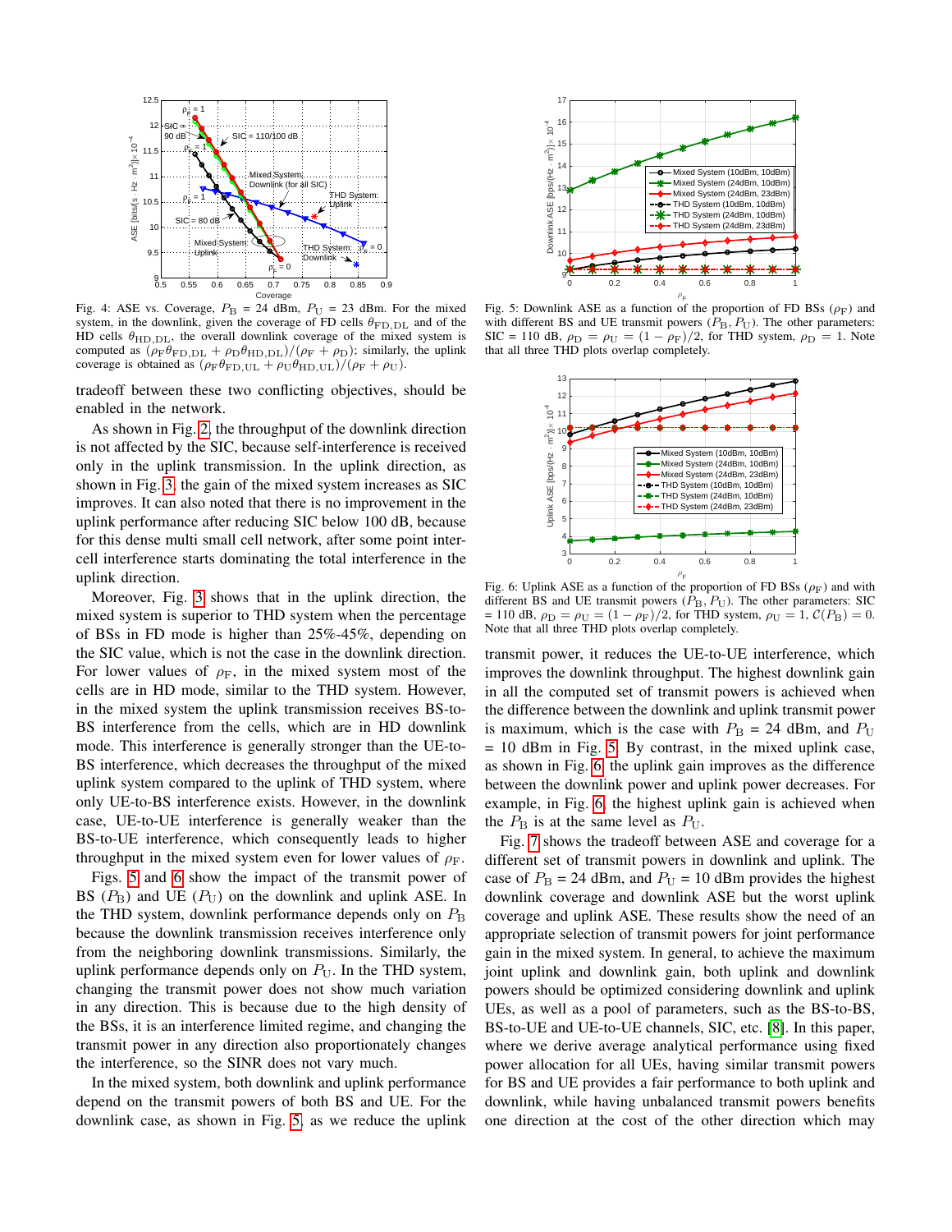Fig. 4: ASE vs. Coverage, $P_{\rm B}$ = 24 dBm, $P_{\rm U}$ = 23 dBm. For the mixed system, in the downlink, given the coverage of FD cells $\theta_{\rm FD,DL}$ and of the HD cells $\theta_{\rm HD,DL}$, the overall downlink coverage of the mixed system is computed as $(\rho_{\rm F}\theta_{\rm FD,DL} + \rho_{\rm D}\theta_{\rm HD,DL})/(\rho_{\rm F} + \rho_{\rm D})$; similarly, the uplink coverage is obtained as $(\rho_{\rm F}\theta_{\rm FD,UL} + \rho_{\rm U}\theta_{\rm HD,UL})/(\rho_{\rm F} + \rho_{\rm U})$.

Fig. 5: Downlink ASE as a function of the proportion of FD BSs ($\rho_{\rm F}$) and with different BS and UE transmit powers ($P_{\rm B}, P_{\rm U}$). The other parameters: SIC = 110 dB, $\rho_{\rm D} = \rho_{\rm U} = (1 - \rho_{\rm F})/2$, for THD system, $\rho_{\rm D} = 1$. Note that all three THD plots overlap completely.

Fig. 6: Uplink ASE as a function of the proportion of FD BSs ($\rho_{\rm F}$) and with different BS and UE transmit powers ($P_{\rm B}, P_{\rm U}$). The other parameters: SIC = 110 dB, $\rho_{\rm D} = \rho_{\rm U} = (1 - \rho_{\rm F})/2$, for THD system, $\rho_{\rm U} = 1$, $\mathcal{C}(P_{\rm B}) = 0$. Note that all three THD plots overlap completely.

tradeoff between these two conflicting objectives, should be enabled in the network.

As shown in Fig. 2, the throughput of the downlink direction is not affected by the SIC, because self-interference is received only in the uplink transmission. In the uplink direction, as shown in Fig. 3, the gain of the mixed system increases as SIC improves. It can also noted that there is no improvement in the uplink performance after reducing SIC below 100 dB, because for this dense multi small cell network, after some point inter-cell interference starts dominating the total interference in the uplink direction.

Moreover, Fig. 3 shows that in the uplink direction, the mixed system is superior to THD system when the percentage of BSs in FD mode is higher than 25%-45%, depending on the SIC value, which is not the case in the downlink direction. For lower values of $\rho_{\rm F}$, in the mixed system most of the cells are in HD mode, similar to the THD system. However, in the mixed system the uplink transmission receives BS-to-BS interference from the cells, which are in HD downlink mode. This interference is generally stronger than the UE-to-BS interference, which decreases the throughput of the mixed uplink system compared to the uplink of THD system, where only UE-to-BS interference exists. However, in the downlink case, UE-to-UE interference is generally weaker than the BS-to-UE interference, which consequently leads to higher throughput in the mixed system even for lower values of $\rho_{\rm F}$.

Figs. 5 and 6 show the impact of the transmit power of BS ($P_{\rm B}$) and UE ($P_{\rm U}$) on the downlink and uplink ASE. In the THD system, downlink performance depends only on $P_{\rm B}$ because the downlink transmission receives interference only from the neighboring downlink transmissions. Similarly, the uplink performance depends only on $P_{\rm U}$. In the THD system, changing the transmit power does not show much variation in any direction. This is because due to the high density of the BSs, it is an interference limited regime, and changing the transmit power in any direction also proportionately changes the interference, so the SINR does not vary much.

In the mixed system, both downlink and uplink performance depend on the transmit powers of both BS and UE. For the downlink case, as shown in Fig. 5, as we reduce the uplink transmit power, it reduces the UE-to-UE interference, which improves the downlink throughput. The highest downlink gain in all the computed set of transmit powers is achieved when the difference between the downlink and uplink transmit power is maximum, which is the case with $P_{\rm B}$ = 24 dBm, and $P_{\rm U}$ = 10 dBm in Fig. 5. By contrast, in the mixed uplink case, as shown in Fig. 6, the uplink gain improves as the difference between the downlink power and uplink power decreases. For example, in Fig. 6, the highest uplink gain is achieved when the $P_{\rm B}$ is at the same level as $P_{\rm U}$.

Fig. 7 shows the tradeoff between ASE and coverage for a different set of transmit powers in downlink and uplink. The case of $P_{\rm B}$ = 24 dBm, and $P_{\rm U}$ = 10 dBm provides the highest downlink coverage and downlink ASE but the worst uplink coverage and uplink ASE. These results show the need of an appropriate selection of transmit powers for joint performance gain in the mixed system. In general, to achieve the maximum joint uplink and downlink gain, both uplink and downlink powers should be optimized considering downlink and uplink UEs, as well as a pool of parameters, such as the BS-to-BS, BS-to-UE and UE-to-UE channels, SIC, etc. [8]. In this paper, where we derive average analytical performance using fixed power allocation for all UEs, having similar transmit powers for BS and UE provides a fair performance to both uplink and downlink, while having unbalanced transmit powers benefits one direction at the cost of the other direction which may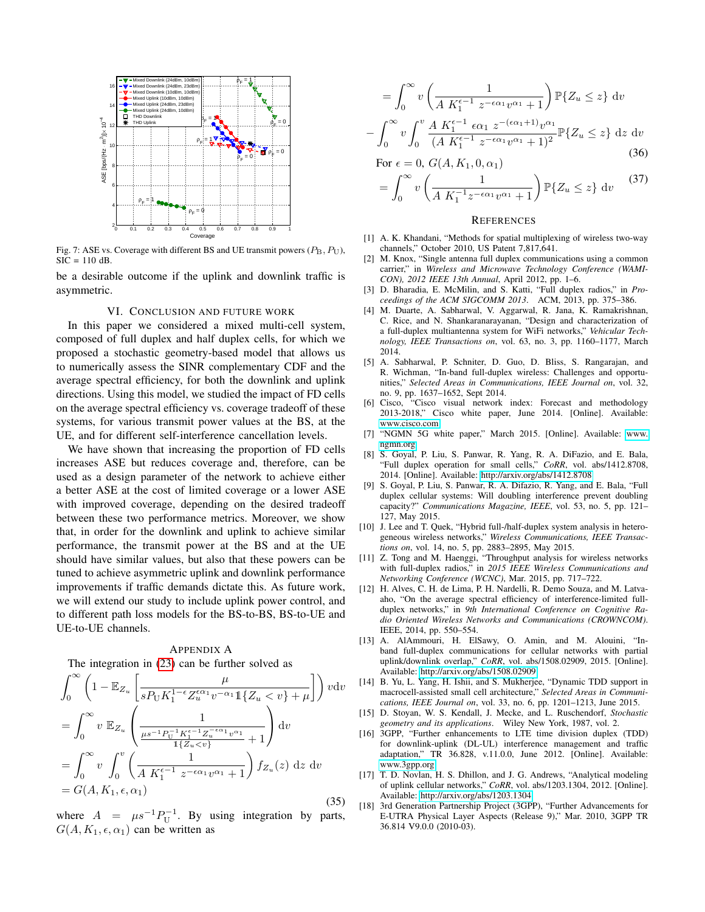16
14
12
10
8
6
4
2

0 0.1 0.2 0.3 0.4 0.5 0.6 0.7 0.8 0.9 1

Coverage

ASE [bps/(Hz · m²)]× 10⁻⁴

Mixed Downlink (24dBm, 10dBm)
Mixed Downlink (24dBm, 23dBm)
Mixed Downlink (10dBm, 10dBm)
Mixed Uplink (10dBm, 10dBm)
Mixed Uplink (24dBm, 23dBm)
Mixed Uplink (24dBm, 10dBm)
THD Downlink
THD Uplink

ρF = 1
ρF = 0
ρF = 1
ρF = 1
ρF = 0
ρF = 0
ρF = 1
ρF = 0

Fig. 7: ASE vs. Coverage with different BS and UE transmit powers ($P_{\rm B}$, $P_{\rm U}$), SIC = 110 dB.

be a desirable outcome if the uplink and downlink traffic is asymmetric.

## VI. Conclusion and Future Work

In this paper we considered a mixed multi-cell system, composed of full duplex and half duplex cells, for which we proposed a stochastic geometry-based model that allows us to numerically assess the SINR complementary CDF and the average spectral efficiency, for both the downlink and uplink directions. Using this model, we studied the impact of FD cells on the average spectral efficiency vs. coverage tradeoff of these systems, for various transmit power values at the BS, at the UE, and for different self-interference cancellation levels.

We have shown that increasing the proportion of FD cells increases ASE but reduces coverage and, therefore, can be used as a design parameter of the network to achieve either a better ASE at the cost of limited coverage or a lower ASE with improved coverage, depending on the desired tradeoff between these two performance metrics. Moreover, we show that, in order for the downlink and uplink to achieve similar performance, the transmit power at the BS and at the UE should have similar values, but also that these powers can be tuned to achieve asymmetric uplink and downlink performance improvements if traffic demands dictate this. As future work, we will extend our study to include uplink power control, and to different path loss models for the BS-to-BS, BS-to-UE and UE-to-UE channels.

## Appendix A

The integration in (23) can be further solved as

$$
\begin{aligned}
&\int_0^\infty \left(1-\mathbb{E}_{Z_u}\left[\frac{\mu}{sP_{\rm U}K_1^{1-\epsilon}Z_u^{\epsilon\alpha_1}v^{-\alpha_1}\mathbb{1}\{Z_u<v\}+\mu}\right]\right)v\mathrm{d}v \\
&=\int_0^\infty v\ \mathbb{E}_{Z_u}\left(\frac{1}{\frac{\mu s^{-1}P_{\rm U}^{-1}K_1^{\epsilon-1}Z_u^{-\epsilon\alpha_1}v^{\alpha_1}}{\mathbb{1}\{Z_u<v\}}+1}\right)\mathrm{d}v \\
&=\int_0^\infty v\int_0^v\left(\frac{1}{A\ K_1^{\epsilon-1}\ z^{-\epsilon\alpha_1}v^{\alpha_1}+1}\right)f_{Z_u}(z)\ \mathrm{d}z\ \mathrm{d}v \\
&=G(A,K_1,\epsilon,\alpha_1)
\end{aligned}
\tag{35}
$$

where $A=\mu s^{-1}P_{\rm U}^{-1}$. By using integration by parts, $G(A,K_1,\epsilon,\alpha_1)$ can be written as

$$
\begin{aligned}
&=\int_0^\infty v\left(\frac{1}{A\ K_1^{\epsilon-1}\ z^{-\epsilon\alpha_1}v^{\alpha_1}+1}\right)\mathbb{P}\{Z_u\le z\}\ \mathrm{d}v \\
&-\int_0^\infty v\int_0^v\frac{A\ K_1^{\epsilon-1}\ \epsilon\alpha_1\ z^{-(\epsilon\alpha_1+1)}v^{\alpha_1}}{(A\ K_1^{\epsilon-1}\ z^{-\epsilon\alpha_1}v^{\alpha_1}+1)^2}\mathbb{P}\{Z_u\le z\}\ \mathrm{d}z\ \mathrm{d}v
\end{aligned}
\tag{36}
$$

For $\epsilon=0$, $G(A,K_1,0,\alpha_1)$

$$
=\int_0^\infty v\left(\frac{1}{A\ K_1^{-1}z^{-\epsilon\alpha_1}v^{\alpha_1}+1}\right)\mathbb{P}\{Z_u\le z\}\ \mathrm{d}v \tag{37}
$$

## References

[1] A. K. Khandani, "Methods for spatial multiplexing of wireless two-way channels," October 2010, US Patent 7,817,641.

[2] M. Knox, "Single antenna full duplex communications using a common carrier," in *Wireless and Microwave Technology Conference (WAMICON), 2012 IEEE 13th Annual*, April 2012, pp. 1–6.

[3] D. Bharadia, E. McMilin, and S. Katti, "Full duplex radios," in *Proceedings of the ACM SIGCOMM 2013*. ACM, 2013, pp. 375–386.

[4] M. Duarte, A. Sabharwal, V. Aggarwal, R. Jana, K. Ramakrishnan, C. Rice, and N. Shankaranarayanan, "Design and characterization of a full-duplex multiantenna system for WiFi networks," *Vehicular Technology, IEEE Transactions on*, vol. 63, no. 3, pp. 1160–1177, March 2014.

[5] A. Sabharwal, P. Schniter, D. Guo, D. Bliss, S. Rangarajan, and R. Wichman, "In-band full-duplex wireless: Challenges and opportunities," *Selected Areas in Communications, IEEE Journal on*, vol. 32, no. 9, pp. 1637–1652, Sept 2014.

[6] Cisco, "Cisco visual network index: Forecast and methodology 2013-2018," Cisco white paper, June 2014. [Online]. Available: www.cisco.com

[7] "NGMN 5G white paper," March 2015. [Online]. Available: www.ngmn.org

[8] S. Goyal, P. Liu, S. Panwar, R. Yang, R. A. DiFazio, and E. Bala, "Full duplex operation for small cells," *CoRR*, vol. abs/1412.8708, 2014. [Online]. Available: http://arxiv.org/abs/1412.8708

[9] S. Goyal, P. Liu, S. Panwar, R. A. Difazio, R. Yang, and E. Bala, "Full duplex cellular systems: Will doubling interference prevent doubling capacity?" *Communications Magazine, IEEE*, vol. 53, no. 5, pp. 121–127, May 2015.

[10] J. Lee and T. Quek, "Hybrid full-/half-duplex system analysis in heterogeneous wireless networks," *Wireless Communications, IEEE Transactions on*, vol. 14, no. 5, pp. 2883–2895, May 2015.

[11] Z. Tong and M. Haenggi, "Throughput analysis for wireless networks with full-duplex radios," in *2015 IEEE Wireless Communications and Networking Conference (WCNC)*, Mar. 2015, pp. 717–722.

[12] H. Alves, C. H. de Lima, P. H. Nardelli, R. Demo Souza, and M. Latva-aho, "On the average spectral efficiency of interference-limited full-duplex networks," in *9th International Conference on Cognitive Radio Oriented Wireless Networks and Communications (CROWNCOM)*. IEEE, 2014, pp. 550–554.

[13] A. AlAmmouri, H. ElSawy, O. Amin, and M. Alouini, "In-band full-duplex communications for cellular networks with partial uplink/downlink overlap," *CoRR*, vol. abs/1508.02909, 2015. [Online]. Available: http://arxiv.org/abs/1508.02909

[14] B. Yu, L. Yang, H. Ishii, and S. Mukherjee, "Dynamic TDD support in macrocell-assisted small cell architecture," *Selected Areas in Communications, IEEE Journal on*, vol. 33, no. 6, pp. 1201–1213, June 2015.

[15] D. Stoyan, W. S. Kendall, J. Mecke, and L. Ruschendorf, *Stochastic geometry and its applications*. Wiley New York, 1987, vol. 2.

[16] 3GPP, "Further enhancements to LTE time division duplex (TDD) for downlink-uplink (DL-UL) interference management and traffic adaptation," TR 36.828, v.11.0.0, June 2012. [Online]. Available: www.3gpp.org

[17] T. D. Novlan, H. S. Dhillon, and J. G. Andrews, "Analytical modeling of uplink cellular networks," *CoRR*, vol. abs/1203.1304, 2012. [Online]. Available: http://arxiv.org/abs/1203.1304

[18] 3rd Generation Partnership Project (3GPP), "Further Advancements for E-UTRA Physical Layer Aspects (Release 9)," Mar. 2010, 3GPP TR 36.814 V9.0.0 (2010-03).